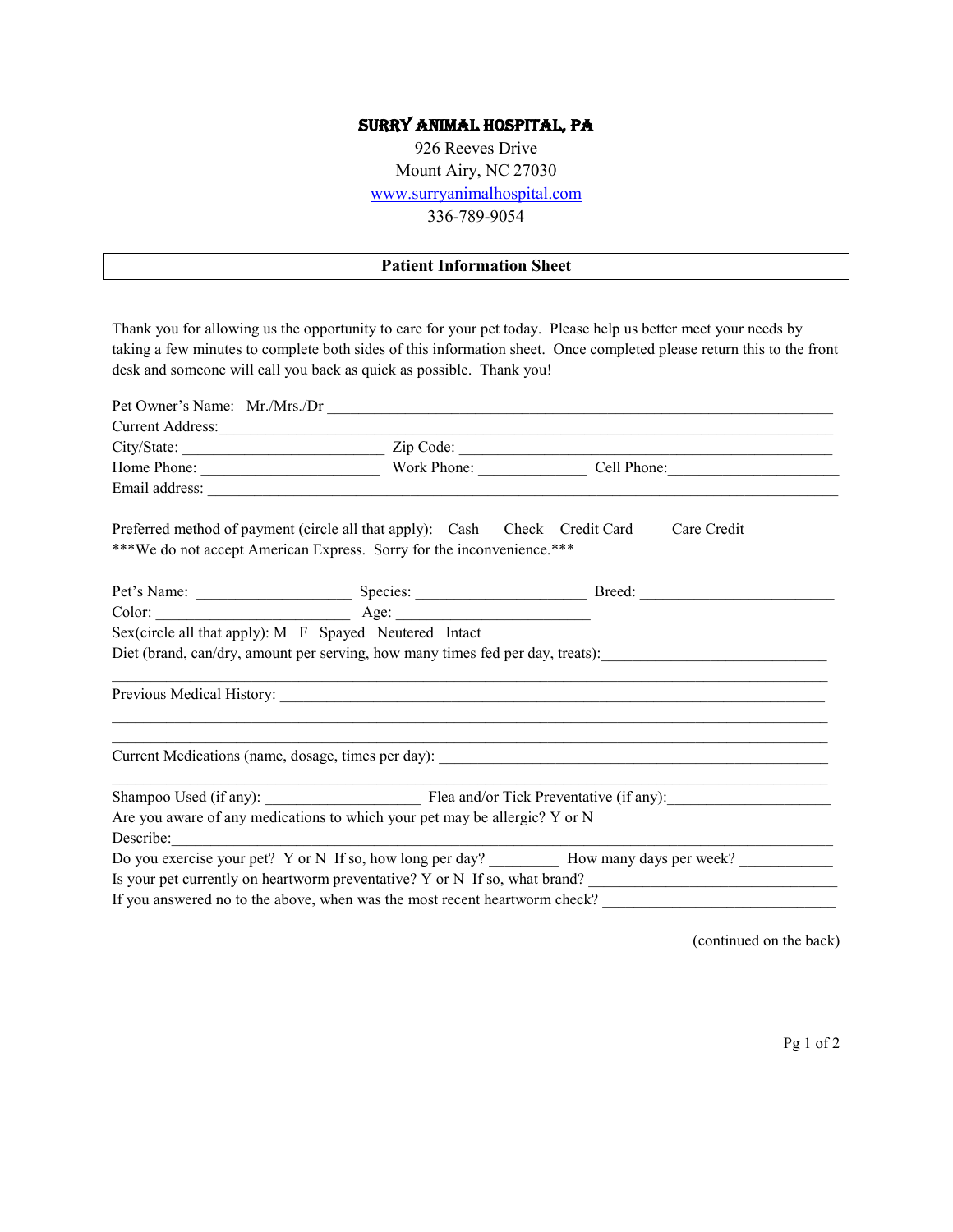# SURRY ANIMAL HOSPITAL, PA

926 Reeves Drive
Mount Airy, NC 27030
www.surryanimalhospital.com
336-789-9054

## Patient Information Sheet

Thank you for allowing us the opportunity to care for your pet today. Please help us better meet your needs by taking a few minutes to complete both sides of this information sheet. Once completed please return this to the front desk and someone will call you back as quick as possible. Thank you!

Pet Owner's Name: Mr./Mrs./Dr ___________________________________________

Current Address: ___________________________________________

City/State: ________________________ Zip Code: ___________________________________________

Home Phone: ______________________ Work Phone: _____________ Cell Phone: _____________________

Email address: ___________________________________________

Preferred method of payment (circle all that apply): Cash Check Credit Card Care Credit

***We do not accept American Express. Sorry for the inconvenience.***

Pet's Name: ___________________ Species: _____________________ Breed: ________________________

Color: ________________________ Age: ________________________

Sex(circle all that apply): M F Spayed Neutered Intact

Diet (brand, can/dry, amount per serving, how many times fed per day, treats): ____________________________

___________________________________________

Previous Medical History: ___________________________________________

___________________________________________

___________________________________________

Current Medications (name, dosage, times per day): ___________________________________________

___________________________________________

Shampoo Used (if any): ___________________ Flea and/or Tick Preventative (if any): ____________________

Are you aware of any medications to which your pet may be allergic? Y or N

Describe: ___________________________________________

Do you exercise your pet? Y or N If so, how long per day? _________ How many days per week? ____________

Is your pet currently on heartworm preventative? Y or N If so, what brand? ________________________________

If you answered no to the above, when was the most recent heartworm check? ______________________________

(continued on the back)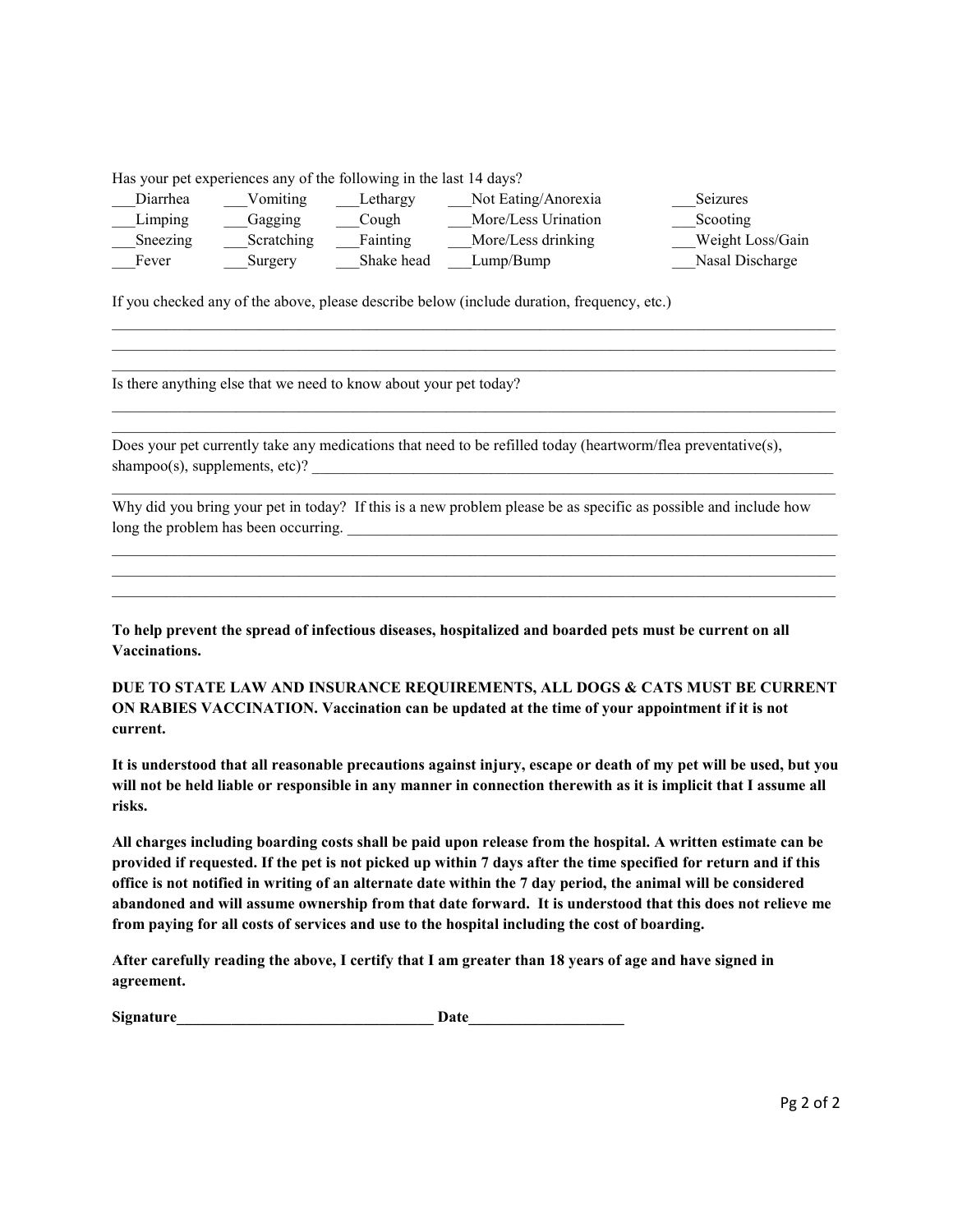Has your pet experiences any of the following in the last 14 days?

| | | | | |
|---|---|---|---|---|
| ___Diarrhea | ___Vomiting | ___Lethargy | ___Not Eating/Anorexia | ___Seizures |
| ___Limping | ___Gagging | ___Cough | ___More/Less Urination | ___Scooting |
| ___Sneezing | ___Scratching | ___Fainting | ___More/Less drinking | ___Weight Loss/Gain |
| ___Fever | ___Surgery | ___Shake head | ___Lump/Bump | ___Nasal Discharge |

If you checked any of the above, please describe below (include duration, frequency, etc.)

_______________________________________________________________________________________________

_______________________________________________________________________________________________

_______________________________________________________________________________________________

Is there anything else that we need to know about your pet today?

_______________________________________________________________________________________________

_______________________________________________________________________________________________

Does your pet currently take any medications that need to be refilled today (heartworm/flea preventative(s), shampoo(s), supplements, etc)? ________________________________________________________________

_______________________________________________________________________________________________

Why did you bring your pet in today? If this is a new problem please be as specific as possible and include how long the problem has been occurring. ___________________________________________________________

_______________________________________________________________________________________________

_______________________________________________________________________________________________

_______________________________________________________________________________________________

**To help prevent the spread of infectious diseases, hospitalized and boarded pets must be current on all Vaccinations.**

**DUE TO STATE LAW AND INSURANCE REQUIREMENTS, ALL DOGS & CATS MUST BE CURRENT ON RABIES VACCINATION. Vaccination can be updated at the time of your appointment if it is not current.**

**It is understood that all reasonable precautions against injury, escape or death of my pet will be used, but you will not be held liable or responsible in any manner in connection therewith as it is implicit that I assume all risks.**

**All charges including boarding costs shall be paid upon release from the hospital. A written estimate can be provided if requested. If the pet is not picked up within 7 days after the time specified for return and if this office is not notified in writing of an alternate date within the 7 day period, the animal will be considered abandoned and will assume ownership from that date forward. It is understood that this does not relieve me from paying for all costs of services and use to the hospital including the cost of boarding.**

**After carefully reading the above, I certify that I am greater than 18 years of age and have signed in agreement.**

**Signature_________________________________ Date____________________**